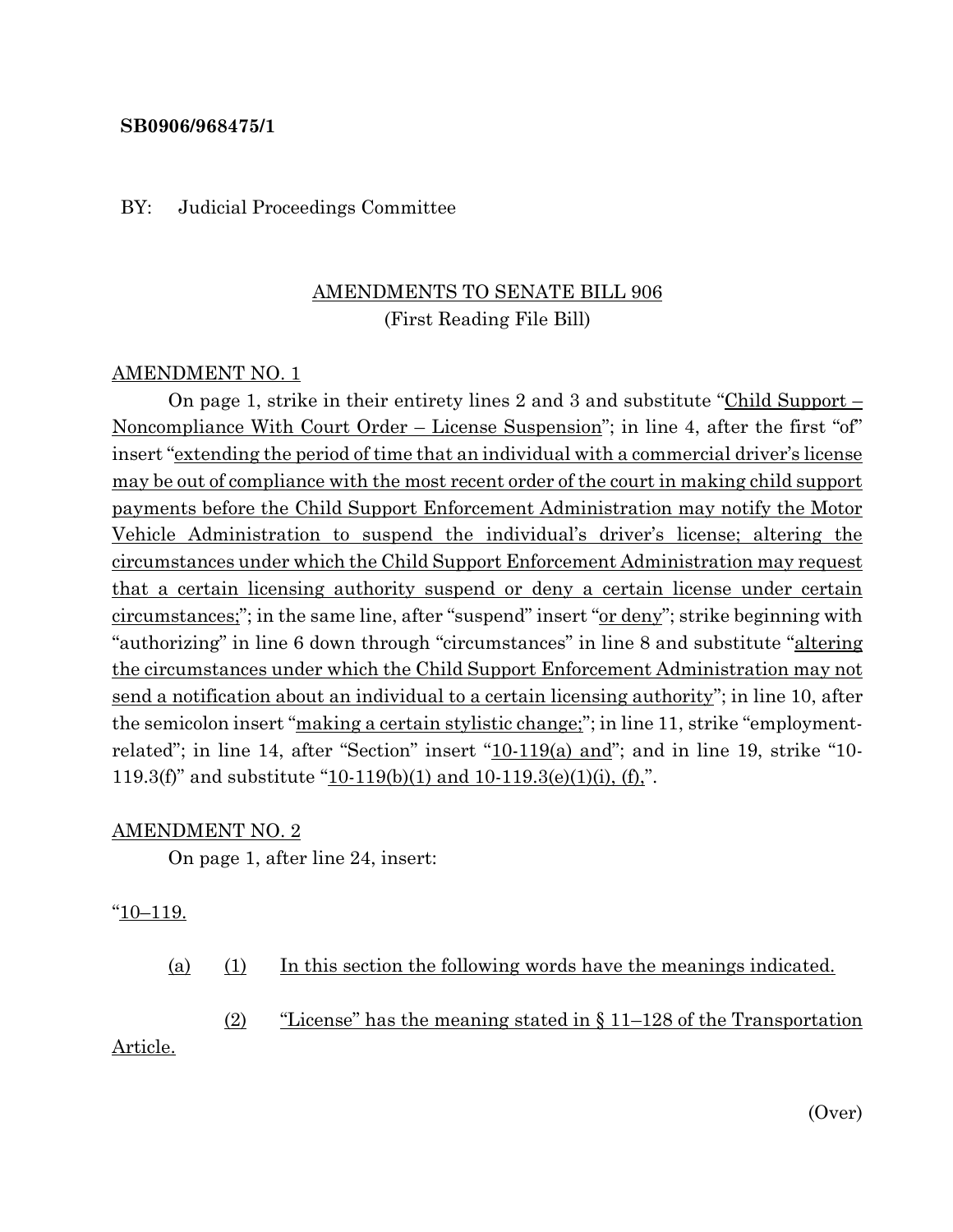**SB0906/968475/1**

BY: Judicial Proceedings Committee

AMENDMENTS TO SENATE BILL 906
(First Reading File Bill)

AMENDMENT NO. 1

On page 1, strike in their entirety lines 2 and 3 and substitute "Child Support – Noncompliance With Court Order – License Suspension"; in line 4, after the first "of" insert "extending the period of time that an individual with a commercial driver's license may be out of compliance with the most recent order of the court in making child support payments before the Child Support Enforcement Administration may notify the Motor Vehicle Administration to suspend the individual's driver's license; altering the circumstances under which the Child Support Enforcement Administration may request that a certain licensing authority suspend or deny a certain license under certain circumstances;"; in the same line, after "suspend" insert "or deny"; strike beginning with "authorizing" in line 6 down through "circumstances" in line 8 and substitute "altering the circumstances under which the Child Support Enforcement Administration may not send a notification about an individual to a certain licensing authority"; in line 10, after the semicolon insert "making a certain stylistic change;"; in line 11, strike "employment-related"; in line 14, after "Section" insert "10-119(a) and"; and in line 19, strike "10-119.3(f)" and substitute "10-119(b)(1) and 10-119.3(e)(1)(i), (f),".

AMENDMENT NO. 2

On page 1, after line 24, insert:

"10–119.

(a) (1) In this section the following words have the meanings indicated.

(2) "License" has the meaning stated in § 11–128 of the Transportation Article.

(Over)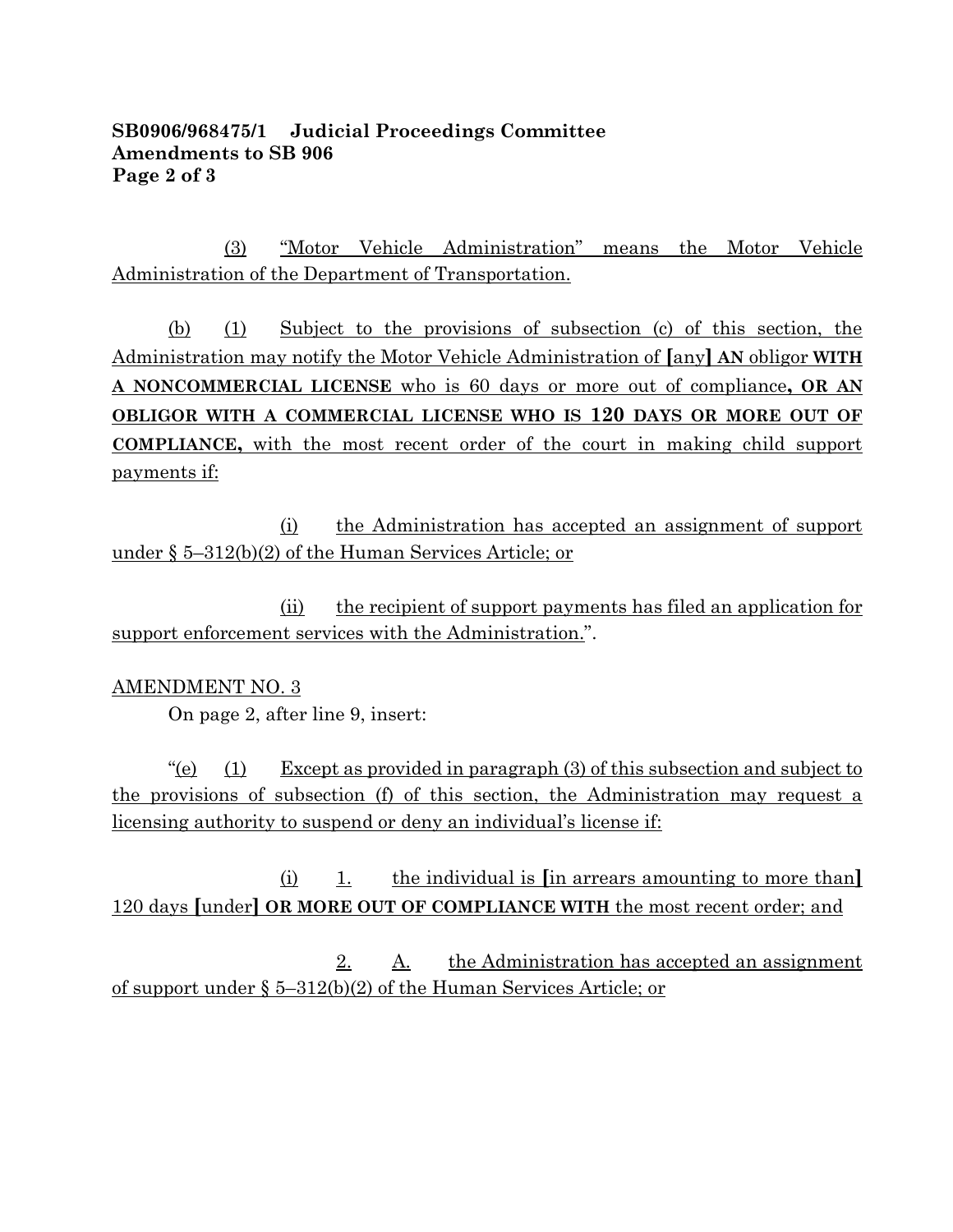(3) “Motor Vehicle Administration” means the Motor Vehicle Administration of the Department of Transportation.

(b) (1) Subject to the provisions of subsection (c) of this section, the Administration may notify the Motor Vehicle Administration of [any] **AN** obligor **WITH A NONCOMMERCIAL LICENSE** who is 60 days or more out of compliance**, OR AN OBLIGOR WITH A COMMERCIAL LICENSE WHO IS 120 DAYS OR MORE OUT OF COMPLIANCE,** with the most recent order of the court in making child support payments if:

(i) the Administration has accepted an assignment of support under § 5–312(b)(2) of the Human Services Article; or

(ii) the recipient of support payments has filed an application for support enforcement services with the Administration.”.

AMENDMENT NO. 3

On page 2, after line 9, insert:

“(e) (1) Except as provided in paragraph (3) of this subsection and subject to the provisions of subsection (f) of this section, the Administration may request a licensing authority to suspend or deny an individual’s license if:

(i) 1. the individual is [in arrears amounting to more than] 120 days [under] **OR MORE OUT OF COMPLIANCE WITH** the most recent order; and

2. A. the Administration has accepted an assignment of support under § 5–312(b)(2) of the Human Services Article; or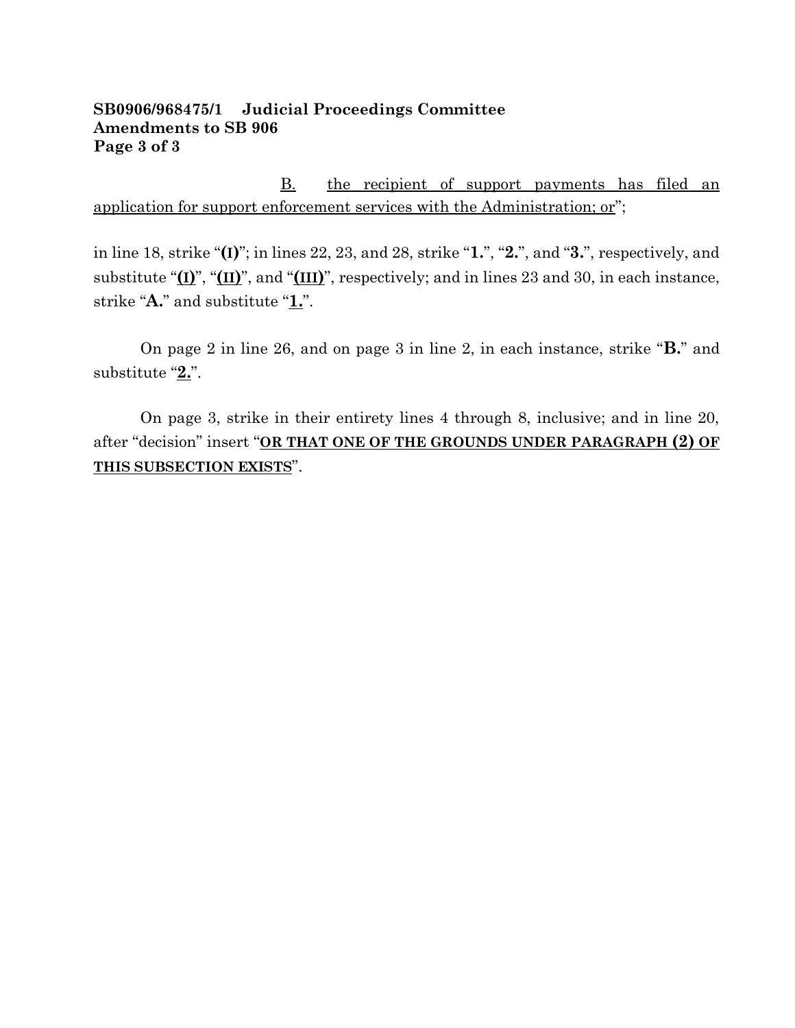**SB0906/968475/1 Judicial Proceedings Committee**
**Amendments to SB 906**

B. the recipient of support payments has filed an application for support enforcement services with the Administration; or";

in line 18, strike "**(I)**"; in lines 22, 23, and 28, strike "**1.**", "**2.**", and "**3.**", respectively, and substitute "**(I)**", "**(II)**", and "**(III)**", respectively; and in lines 23 and 30, in each instance, strike "**A.**" and substitute "**1.**".

On page 2 in line 26, and on page 3 in line 2, in each instance, strike "**B.**" and substitute "**2.**".

On page 3, strike in their entirety lines 4 through 8, inclusive; and in line 20, after "decision" insert "**OR THAT ONE OF THE GROUNDS UNDER PARAGRAPH (2) OF THIS SUBSECTION EXISTS**".